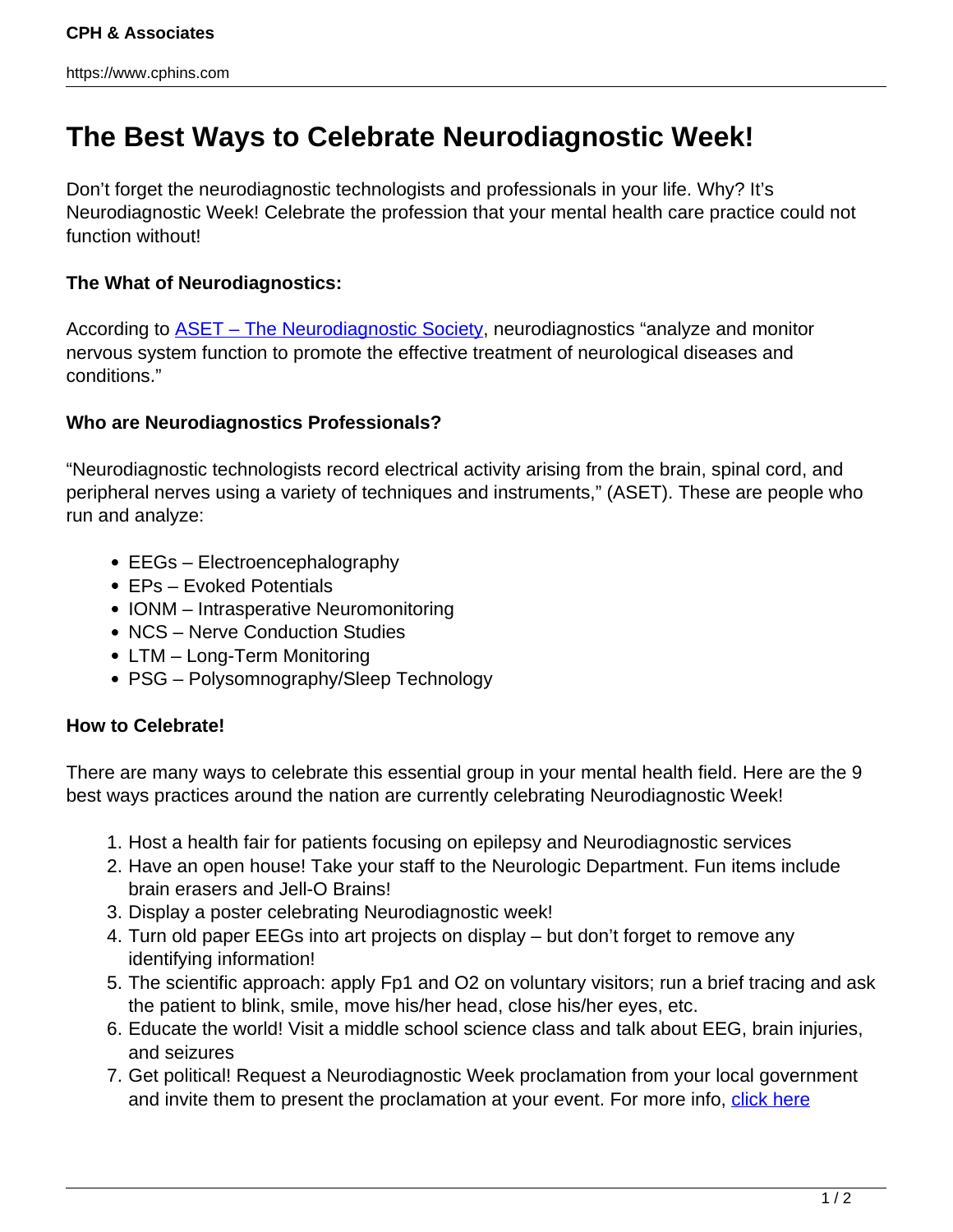# The Best Ways to Celebrate Neurodiagnostic Week!

Don't forget the neurodiagnostic technologists and professionals in your life. Why? It's Neurodiagnostic Week! Celebrate the profession that your mental health care practice could not function without!

**The What of Neurodiagnostics:**

According to ASET – The Neurodiagnostic Society, neurodiagnostics "analyze and monitor nervous system function to promote the effective treatment of neurological diseases and conditions."

**Who are Neurodiagnostics Professionals?**

"Neurodiagnostic technologists record electrical activity arising from the brain, spinal cord, and peripheral nerves using a variety of techniques and instruments," (ASET). These are people who run and analyze:

- EEGs – Electroencephalography
- EPs – Evoked Potentials
- IONM – Intrasperative Neuromonitoring
- NCS – Nerve Conduction Studies
- LTM – Long-Term Monitoring
- PSG – Polysomnography/Sleep Technology

**How to Celebrate!**

There are many ways to celebrate this essential group in your mental health field. Here are the 9 best ways practices around the nation are currently celebrating Neurodiagnostic Week!

1. Host a health fair for patients focusing on epilepsy and Neurodiagnostic services
2. Have an open house! Take your staff to the Neurologic Department. Fun items include brain erasers and Jell-O Brains!
3. Display a poster celebrating Neurodiagnostic week!
4. Turn old paper EEGs into art projects on display – but don't forget to remove any identifying information!
5. The scientific approach: apply Fp1 and O2 on voluntary visitors; run a brief tracing and ask the patient to blink, smile, move his/her head, close his/her eyes, etc.
6. Educate the world! Visit a middle school science class and talk about EEG, brain injuries, and seizures
7. Get political! Request a Neurodiagnostic Week proclamation from your local government and invite them to present the proclamation at your event. For more info, click here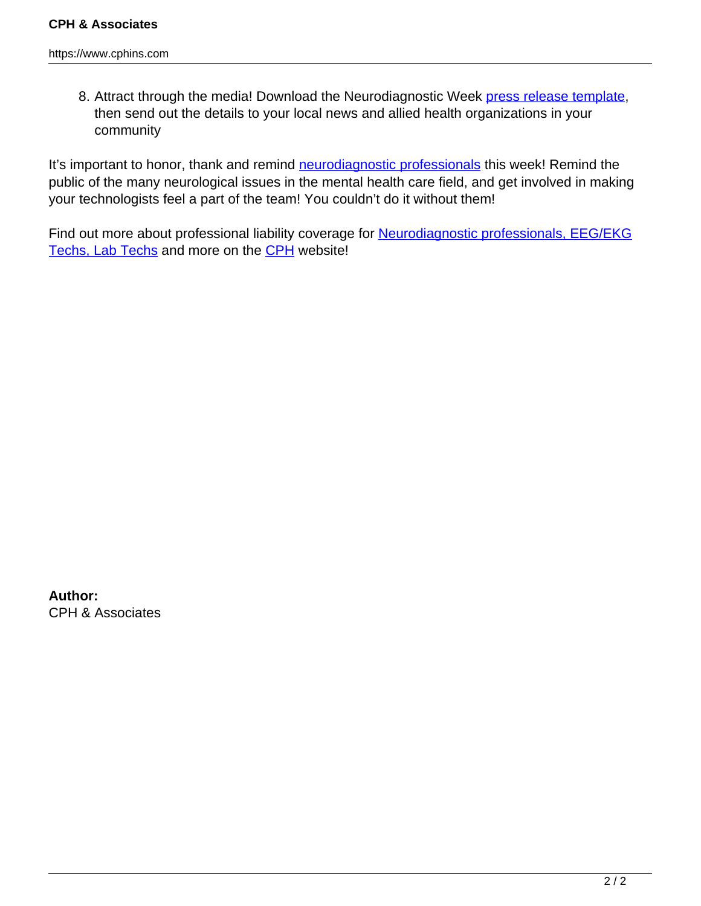8. Attract through the media! Download the Neurodiagnostic Week press release template, then send out the details to your local news and allied health organizations in your community

It's important to honor, thank and remind neurodiagnostic professionals this week! Remind the public of the many neurological issues in the mental health care field, and get involved in making your technologists feel a part of the team! You couldn't do it without them!

Find out more about professional liability coverage for Neurodiagnostic professionals, EEG/EKG Techs, Lab Techs and more on the CPH website!

**Author:**
CPH & Associates